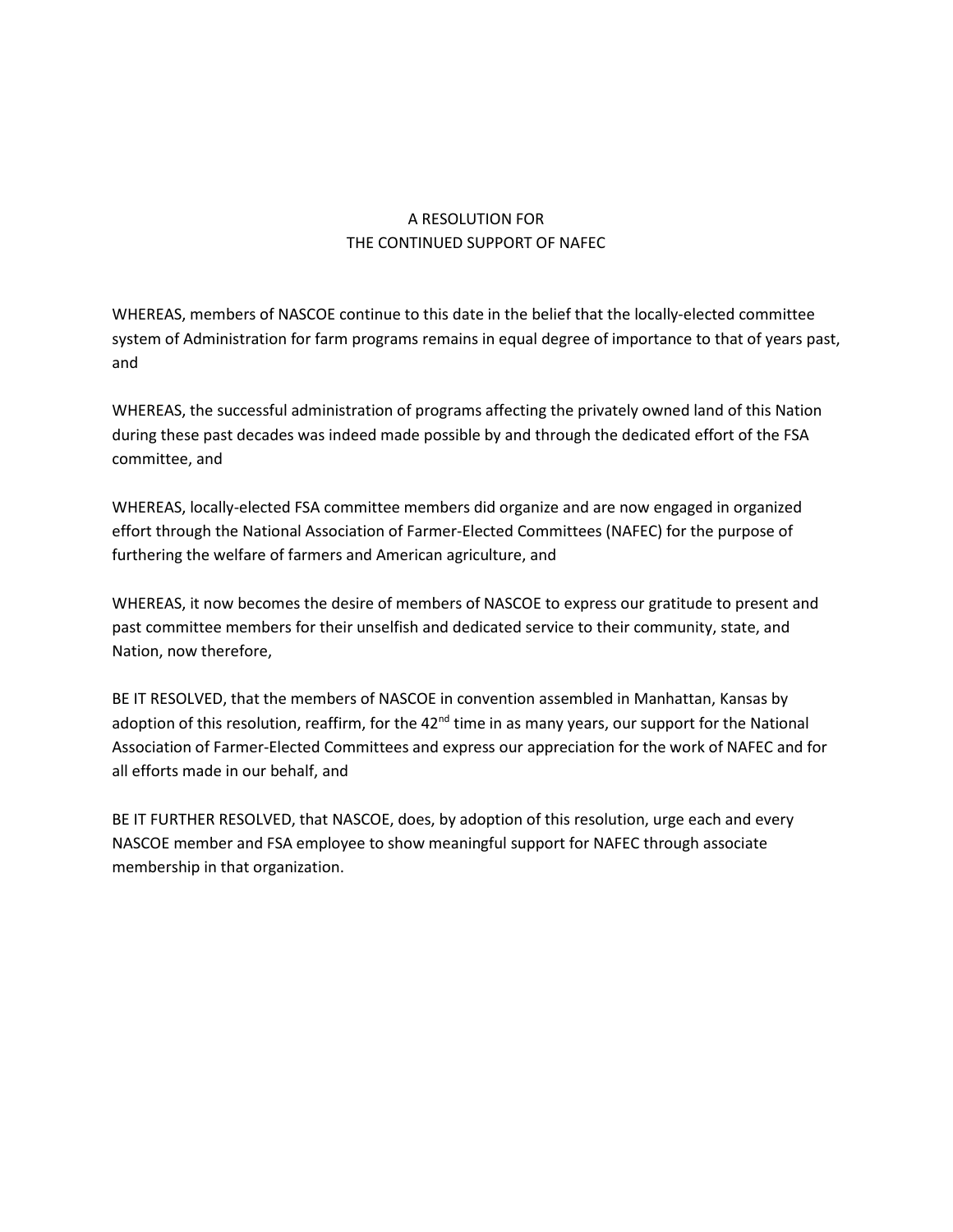# A RESOLUTION FOR THE CONTINUED SUPPORT OF NAFEC

WHEREAS, members of NASCOE continue to this date in the belief that the locally-elected committee system of Administration for farm programs remains in equal degree of importance to that of years past, and

WHEREAS, the successful administration of programs affecting the privately owned land of this Nation during these past decades was indeed made possible by and through the dedicated effort of the FSA committee, and

WHEREAS, locally-elected FSA committee members did organize and are now engaged in organized effort through the National Association of Farmer-Elected Committees (NAFEC) for the purpose of furthering the welfare of farmers and American agriculture, and

WHEREAS, it now becomes the desire of members of NASCOE to express our gratitude to present and past committee members for their unselfish and dedicated service to their community, state, and Nation, now therefore,

BE IT RESOLVED, that the members of NASCOE in convention assembled in Manhattan, Kansas by adoption of this resolution, reaffirm, for the 42nd time in as many years, our support for the National Association of Farmer-Elected Committees and express our appreciation for the work of NAFEC and for all efforts made in our behalf, and

BE IT FURTHER RESOLVED, that NASCOE, does, by adoption of this resolution, urge each and every NASCOE member and FSA employee to show meaningful support for NAFEC through associate membership in that organization.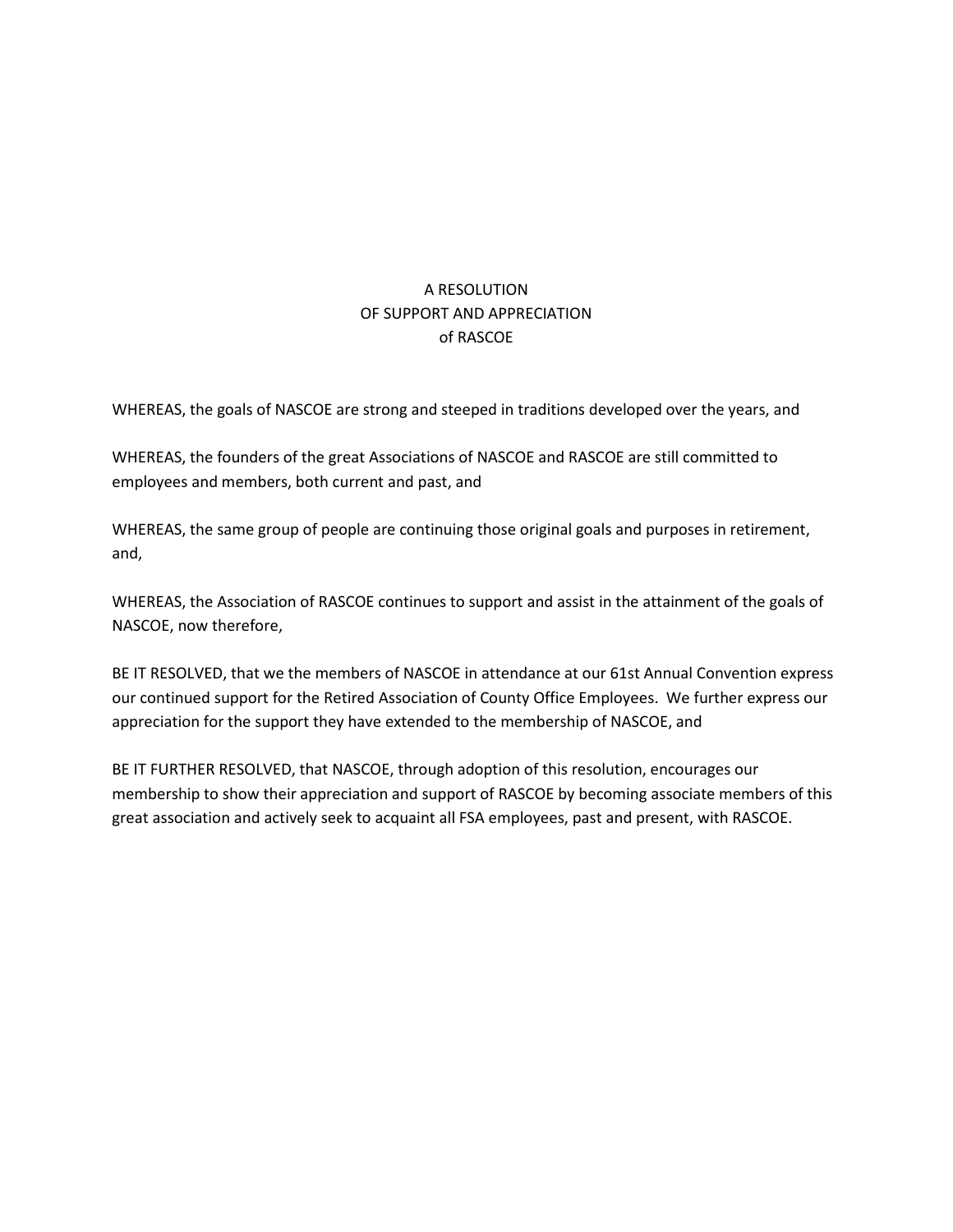# A RESOLUTION
# OF SUPPORT AND APPRECIATION
# of RASCOE

WHEREAS, the goals of NASCOE are strong and steeped in traditions developed over the years, and

WHEREAS, the founders of the great Associations of NASCOE and RASCOE are still committed to employees and members, both current and past, and

WHEREAS, the same group of people are continuing those original goals and purposes in retirement, and,

WHEREAS, the Association of RASCOE continues to support and assist in the attainment of the goals of NASCOE, now therefore,

BE IT RESOLVED, that we the members of NASCOE in attendance at our 61st Annual Convention express our continued support for the Retired Association of County Office Employees. We further express our appreciation for the support they have extended to the membership of NASCOE, and

BE IT FURTHER RESOLVED, that NASCOE, through adoption of this resolution, encourages our membership to show their appreciation and support of RASCOE by becoming associate members of this great association and actively seek to acquaint all FSA employees, past and present, with RASCOE.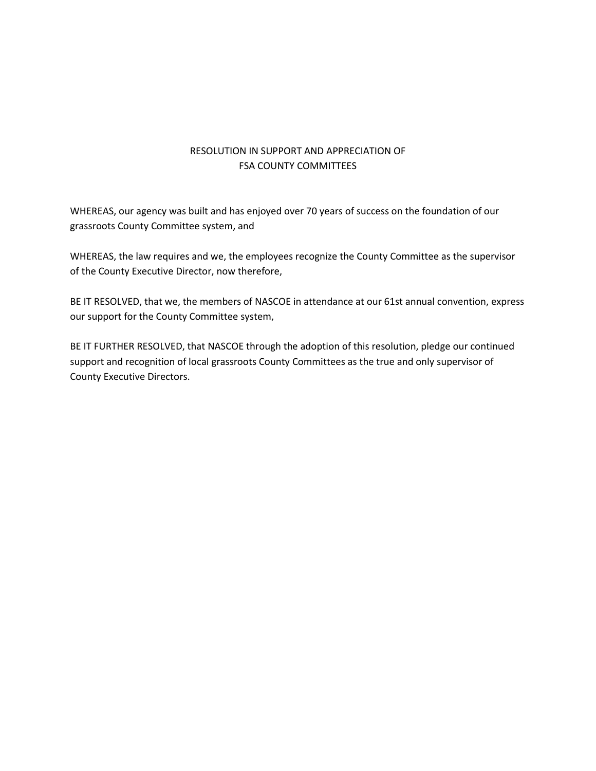# RESOLUTION IN SUPPORT AND APPRECIATION OF FSA COUNTY COMMITTEES

WHEREAS, our agency was built and has enjoyed over 70 years of success on the foundation of our grassroots County Committee system, and

WHEREAS, the law requires and we, the employees recognize the County Committee as the supervisor of the County Executive Director, now therefore,

BE IT RESOLVED, that we, the members of NASCOE in attendance at our 61st annual convention, express our support for the County Committee system,

BE IT FURTHER RESOLVED, that NASCOE through the adoption of this resolution, pledge our continued support and recognition of local grassroots County Committees as the true and only supervisor of County Executive Directors.